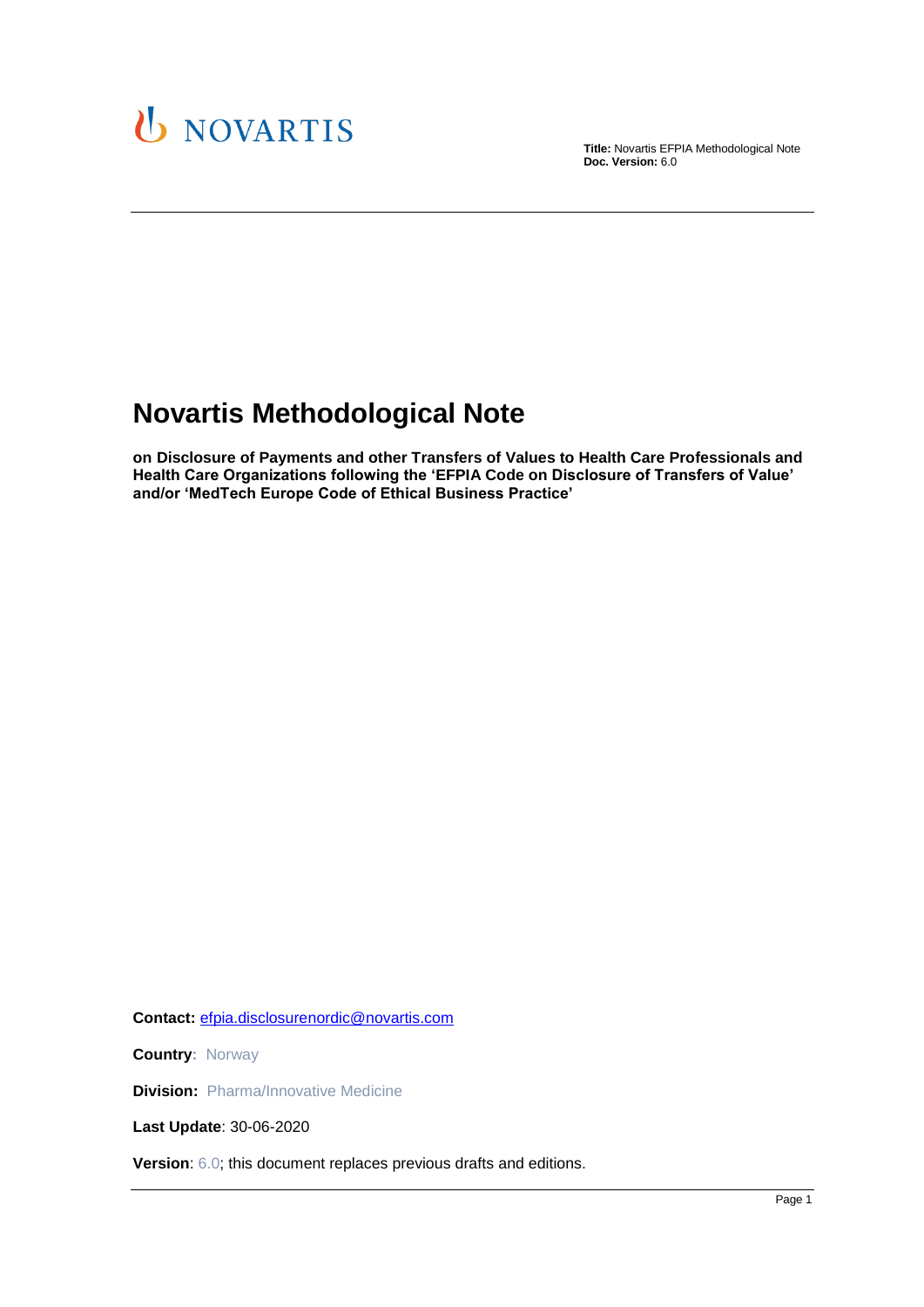NOVARTIS

**Title:** Novartis EFPIA Methodological Note
**Doc. Version:** 6.0

# Novartis Methodological Note

**on Disclosure of Payments and other Transfers of Values to Health Care Professionals and Health Care Organizations following the 'EFPIA Code on Disclosure of Transfers of Value' and/or 'MedTech Europe Code of Ethical Business Practice'**

**Contact:** efpia.disclosurenordic@novartis.com

**Country**: Norway

**Division:** Pharma/Innovative Medicine

**Last Update**: 30-06-2020

**Version**: 6.0; this document replaces previous drafts and editions.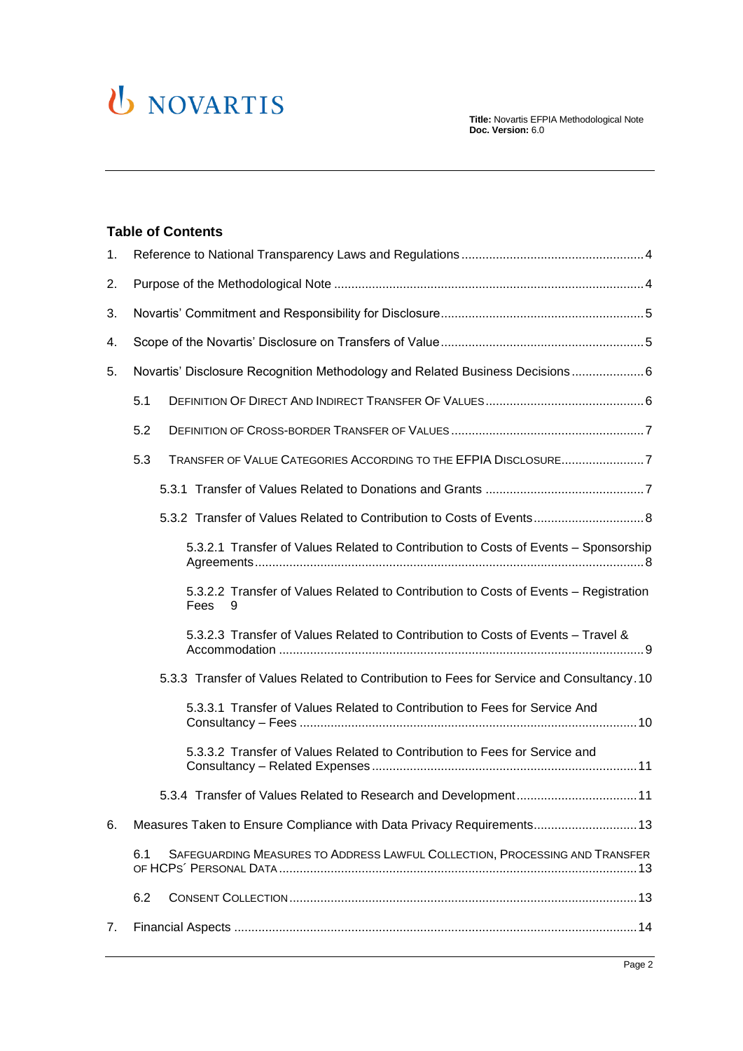## Table of Contents

1. Reference to National Transparency Laws and Regulations .................................................... 4
2. Purpose of the Methodological Note ......................................................................................... 4
3. Novartis' Commitment and Responsibility for Disclosure .......................................................... 5
4. Scope of the Novartis' Disclosure on Transfers of Value .......................................................... 5
5. Novartis' Disclosure Recognition Methodology and Related Business Decisions ..................... 6
   - 5.1 DEFINITION OF DIRECT AND INDIRECT TRANSFER OF VALUES .............................................. 6
   - 5.2 DEFINITION OF CROSS-BORDER TRANSFER OF VALUES ........................................................ 7
   - 5.3 TRANSFER OF VALUE CATEGORIES ACCORDING TO THE EFPIA DISCLOSURE ........................ 7
     - 5.3.1 Transfer of Values Related to Donations and Grants .............................................. 7
     - 5.3.2 Transfer of Values Related to Contribution to Costs of Events ................................ 8
       - 5.3.2.1 Transfer of Values Related to Contribution to Costs of Events – Sponsorship Agreements ................................................................................................................ 8
       - 5.3.2.2 Transfer of Values Related to Contribution to Costs of Events – Registration Fees 9
       - 5.3.2.3 Transfer of Values Related to Contribution to Costs of Events – Travel & Accommodation ......................................................................................................... 9
     - 5.3.3 Transfer of Values Related to Contribution to Fees for Service and Consultancy . 10
       - 5.3.3.1 Transfer of Values Related to Contribution to Fees for Service And Consultancy – Fees ................................................................................................. 10
       - 5.3.3.2 Transfer of Values Related to Contribution to Fees for Service and Consultancy – Related Expenses ............................................................................ 11
     - 5.3.4 Transfer of Values Related to Research and Development ................................... 11
6. Measures Taken to Ensure Compliance with Data Privacy Requirements .............................. 13
   - 6.1 SAFEGUARDING MEASURES TO ADDRESS LAWFUL COLLECTION, PROCESSING AND TRANSFER OF HCPs´ PERSONAL DATA ....................................................................................................... 13
   - 6.2 CONSENT COLLECTION ..................................................................................................... 13
7. Financial Aspects .................................................................................................................... 14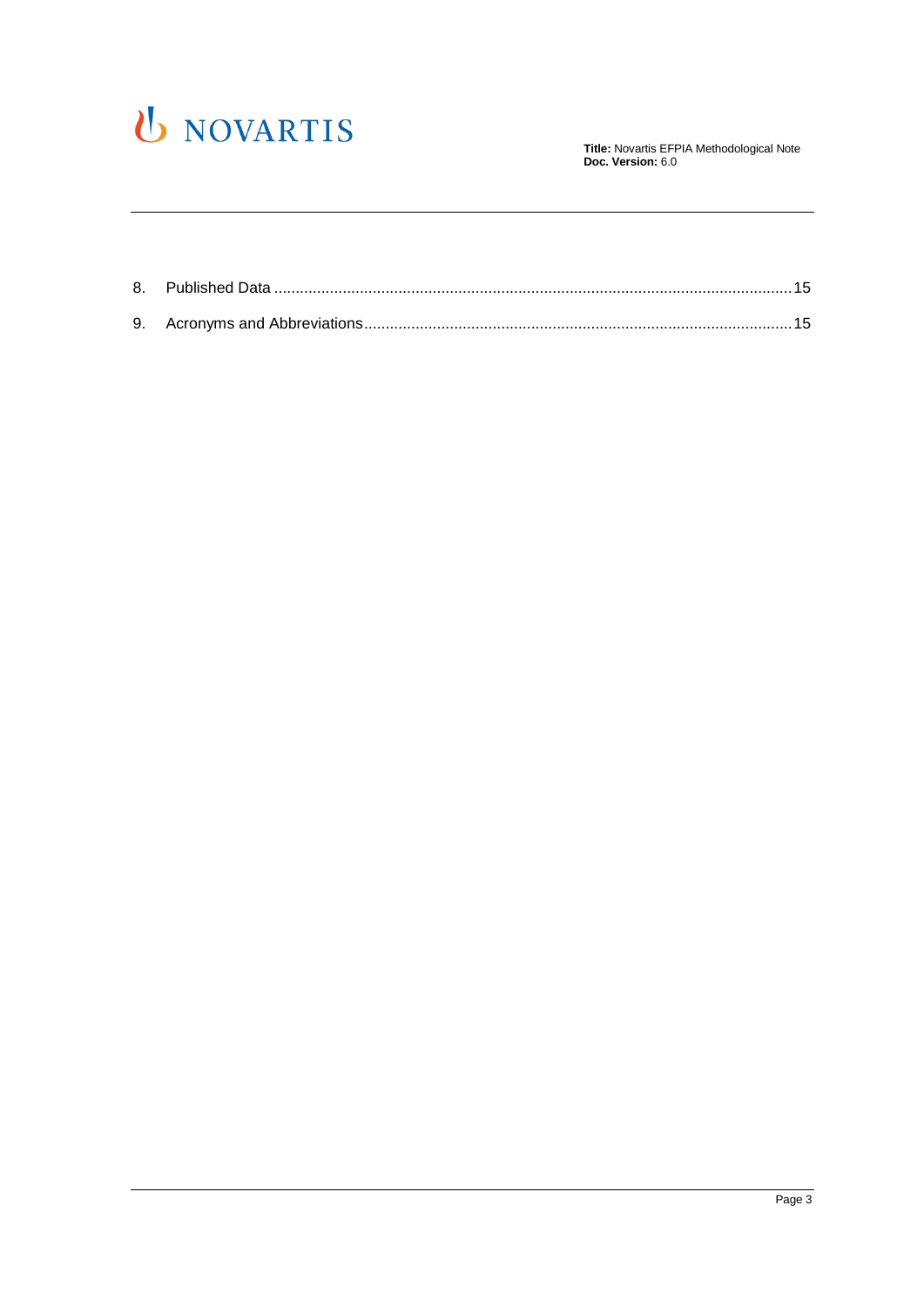8. Published Data ........................................................................................................................ 15

9. Acronyms and Abbreviations ................................................................................................... 15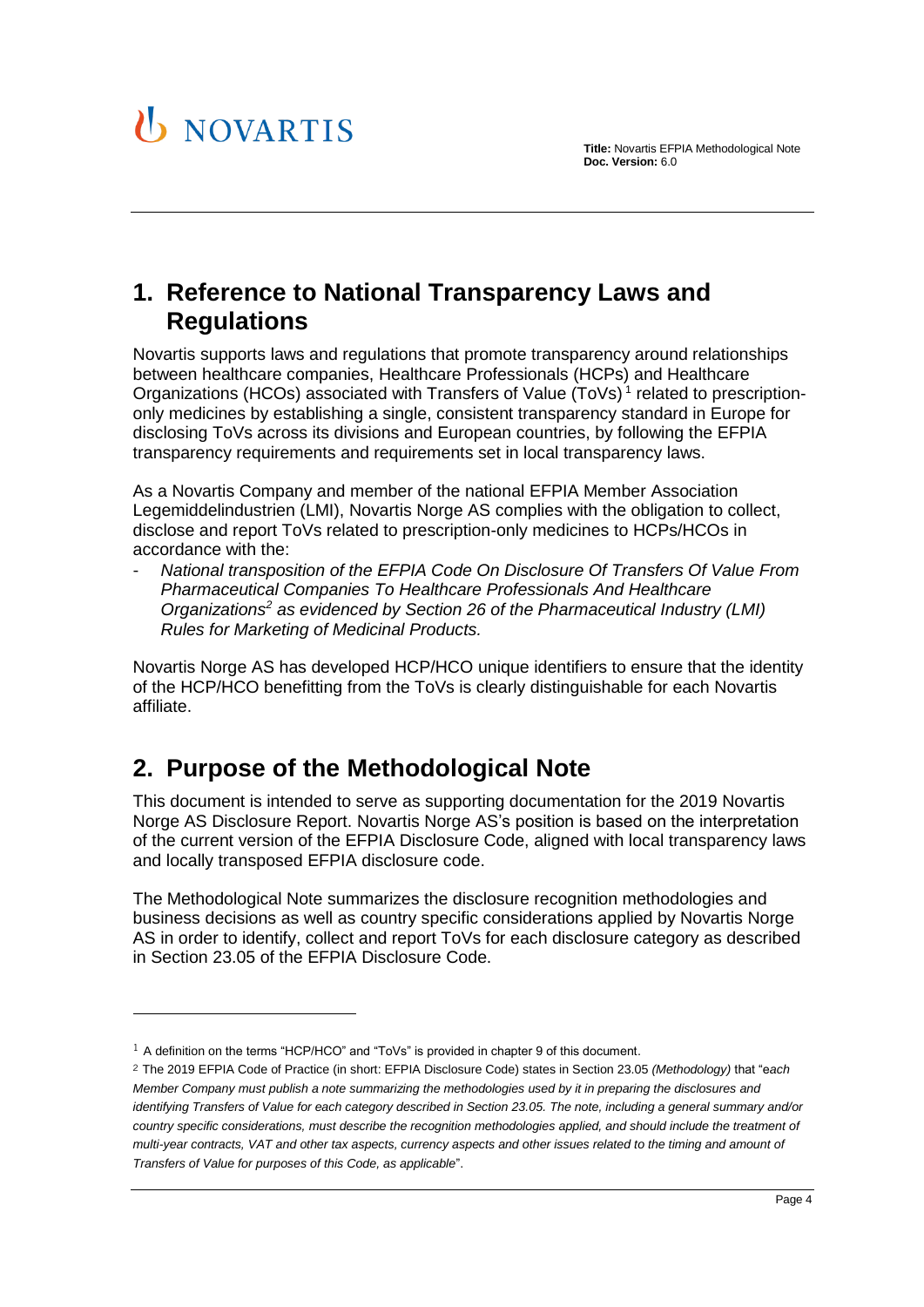# 1. Reference to National Transparency Laws and Regulations

Novartis supports laws and regulations that promote transparency around relationships between healthcare companies, Healthcare Professionals (HCPs) and Healthcare Organizations (HCOs) associated with Transfers of Value (ToVs)[1] related to prescription-only medicines by establishing a single, consistent transparency standard in Europe for disclosing ToVs across its divisions and European countries, by following the EFPIA transparency requirements and requirements set in local transparency laws.

As a Novartis Company and member of the national EFPIA Member Association Legemiddelindustrien (LMI), Novartis Norge AS complies with the obligation to collect, disclose and report ToVs related to prescription-only medicines to HCPs/HCOs in accordance with the:

- *National transposition of the EFPIA Code On Disclosure Of Transfers Of Value From Pharmaceutical Companies To Healthcare Professionals And Healthcare Organizations*[2] *as evidenced by Section 26 of the Pharmaceutical Industry (LMI) Rules for Marketing of Medicinal Products.*

Novartis Norge AS has developed HCP/HCO unique identifiers to ensure that the identity of the HCP/HCO benefitting from the ToVs is clearly distinguishable for each Novartis affiliate.

# 2. Purpose of the Methodological Note

This document is intended to serve as supporting documentation for the 2019 Novartis Norge AS Disclosure Report. Novartis Norge AS's position is based on the interpretation of the current version of the EFPIA Disclosure Code, aligned with local transparency laws and locally transposed EFPIA disclosure code.

The Methodological Note summarizes the disclosure recognition methodologies and business decisions as well as country specific considerations applied by Novartis Norge AS in order to identify, collect and report ToVs for each disclosure category as described in Section 23.05 of the EFPIA Disclosure Code.

---

[1] A definition on the terms "HCP/HCO" and "ToVs" is provided in chapter 9 of this document.

[2] The 2019 EFPIA Code of Practice (in short: EFPIA Disclosure Code) states in Section 23.05 *(Methodology)* that "*each Member Company must publish a note summarizing the methodologies used by it in preparing the disclosures and identifying Transfers of Value for each category described in Section 23.05. The note, including a general summary and/or country specific considerations, must describe the recognition methodologies applied, and should include the treatment of multi-year contracts, VAT and other tax aspects, currency aspects and other issues related to the timing and amount of Transfers of Value for purposes of this Code, as applicable*".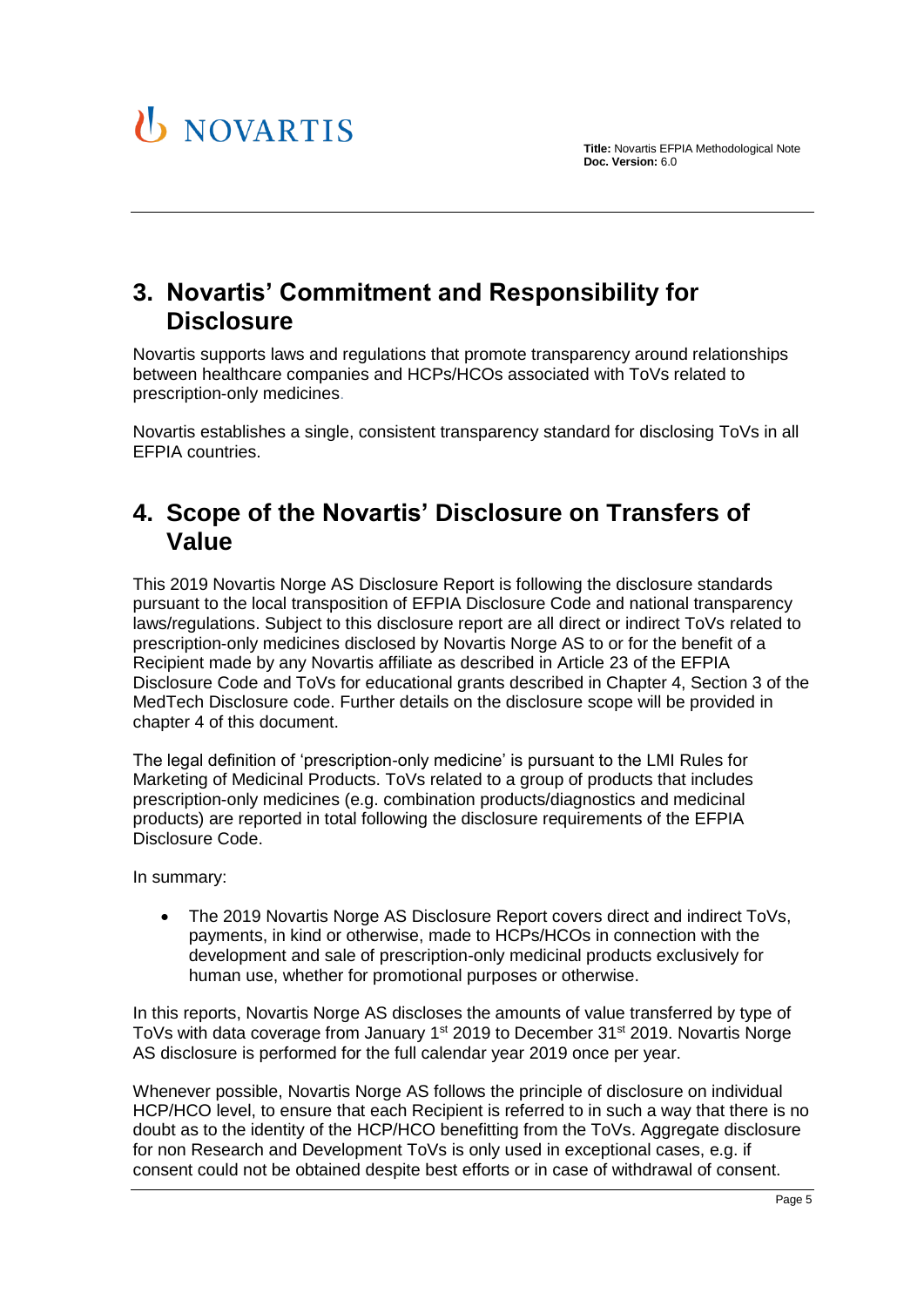## 3. Novartis' Commitment and Responsibility for Disclosure

Novartis supports laws and regulations that promote transparency around relationships between healthcare companies and HCPs/HCOs associated with ToVs related to prescription-only medicines.

Novartis establishes a single, consistent transparency standard for disclosing ToVs in all EFPIA countries.

## 4. Scope of the Novartis' Disclosure on Transfers of Value

This 2019 Novartis Norge AS Disclosure Report is following the disclosure standards pursuant to the local transposition of EFPIA Disclosure Code and national transparency laws/regulations. Subject to this disclosure report are all direct or indirect ToVs related to prescription-only medicines disclosed by Novartis Norge AS to or for the benefit of a Recipient made by any Novartis affiliate as described in Article 23 of the EFPIA Disclosure Code and ToVs for educational grants described in Chapter 4, Section 3 of the MedTech Disclosure code. Further details on the disclosure scope will be provided in chapter 4 of this document.

The legal definition of 'prescription-only medicine' is pursuant to the LMI Rules for Marketing of Medicinal Products. ToVs related to a group of products that includes prescription-only medicines (e.g. combination products/diagnostics and medicinal products) are reported in total following the disclosure requirements of the EFPIA Disclosure Code.

In summary:

- The 2019 Novartis Norge AS Disclosure Report covers direct and indirect ToVs, payments, in kind or otherwise, made to HCPs/HCOs in connection with the development and sale of prescription-only medicinal products exclusively for human use, whether for promotional purposes or otherwise.

In this reports, Novartis Norge AS discloses the amounts of value transferred by type of ToVs with data coverage from January 1st 2019 to December 31st 2019. Novartis Norge AS disclosure is performed for the full calendar year 2019 once per year.

Whenever possible, Novartis Norge AS follows the principle of disclosure on individual HCP/HCO level, to ensure that each Recipient is referred to in such a way that there is no doubt as to the identity of the HCP/HCO benefitting from the ToVs. Aggregate disclosure for non Research and Development ToVs is only used in exceptional cases, e.g. if consent could not be obtained despite best efforts or in case of withdrawal of consent.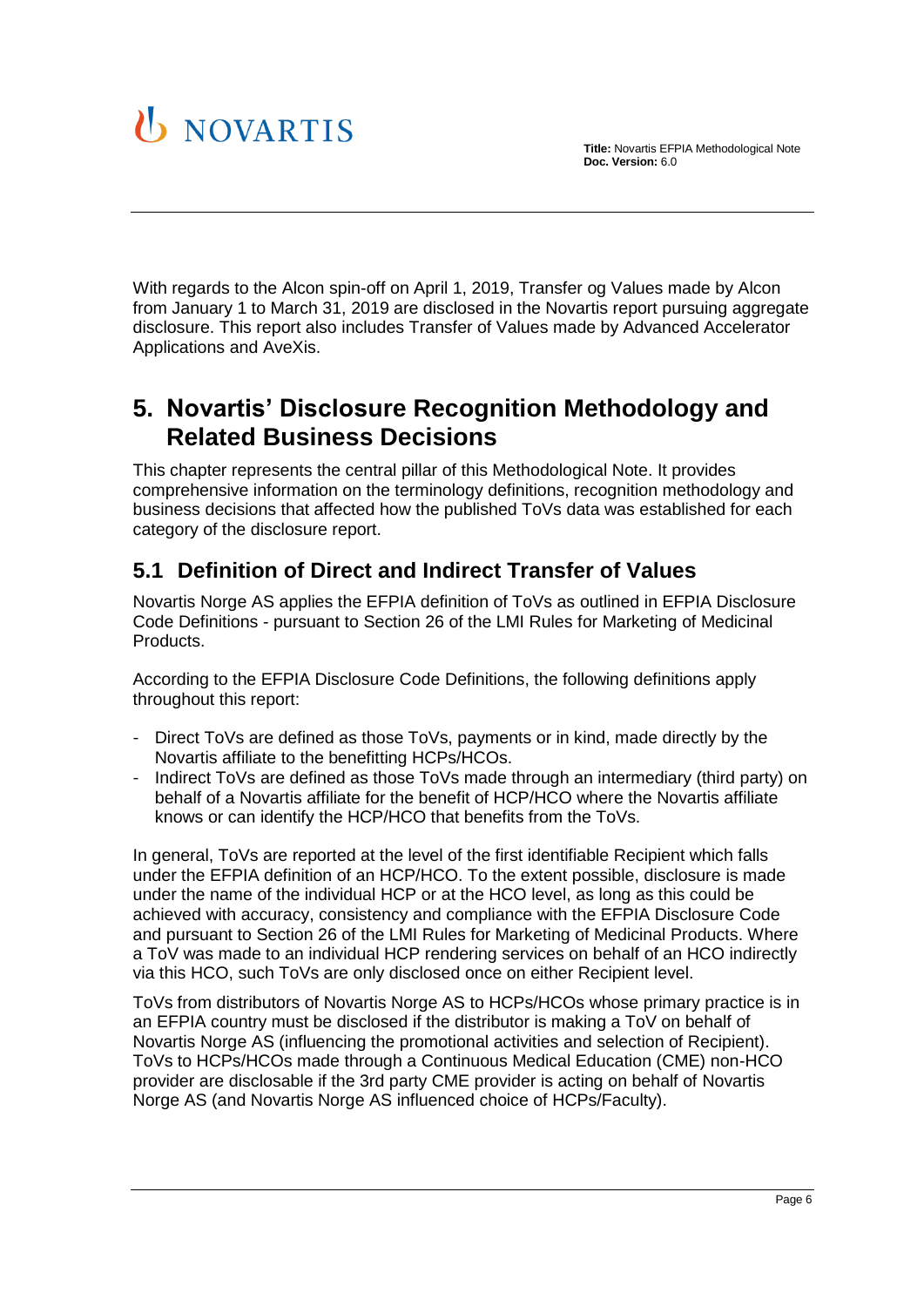With regards to the Alcon spin-off on April 1, 2019, Transfer og Values made by Alcon from January 1 to March 31, 2019 are disclosed in the Novartis report pursuing aggregate disclosure. This report also includes Transfer of Values made by Advanced Accelerator Applications and AveXis.

# 5. Novartis' Disclosure Recognition Methodology and Related Business Decisions

This chapter represents the central pillar of this Methodological Note. It provides comprehensive information on the terminology definitions, recognition methodology and business decisions that affected how the published ToVs data was established for each category of the disclosure report.

## 5.1 Definition of Direct and Indirect Transfer of Values

Novartis Norge AS applies the EFPIA definition of ToVs as outlined in EFPIA Disclosure Code Definitions - pursuant to Section 26 of the LMI Rules for Marketing of Medicinal Products.

According to the EFPIA Disclosure Code Definitions, the following definitions apply throughout this report:

- Direct ToVs are defined as those ToVs, payments or in kind, made directly by the Novartis affiliate to the benefitting HCPs/HCOs.
- Indirect ToVs are defined as those ToVs made through an intermediary (third party) on behalf of a Novartis affiliate for the benefit of HCP/HCO where the Novartis affiliate knows or can identify the HCP/HCO that benefits from the ToVs.

In general, ToVs are reported at the level of the first identifiable Recipient which falls under the EFPIA definition of an HCP/HCO. To the extent possible, disclosure is made under the name of the individual HCP or at the HCO level, as long as this could be achieved with accuracy, consistency and compliance with the EFPIA Disclosure Code and pursuant to Section 26 of the LMI Rules for Marketing of Medicinal Products. Where a ToV was made to an individual HCP rendering services on behalf of an HCO indirectly via this HCO, such ToVs are only disclosed once on either Recipient level.

ToVs from distributors of Novartis Norge AS to HCPs/HCOs whose primary practice is in an EFPIA country must be disclosed if the distributor is making a ToV on behalf of Novartis Norge AS (influencing the promotional activities and selection of Recipient). ToVs to HCPs/HCOs made through a Continuous Medical Education (CME) non-HCO provider are disclosable if the 3rd party CME provider is acting on behalf of Novartis Norge AS (and Novartis Norge AS influenced choice of HCPs/Faculty).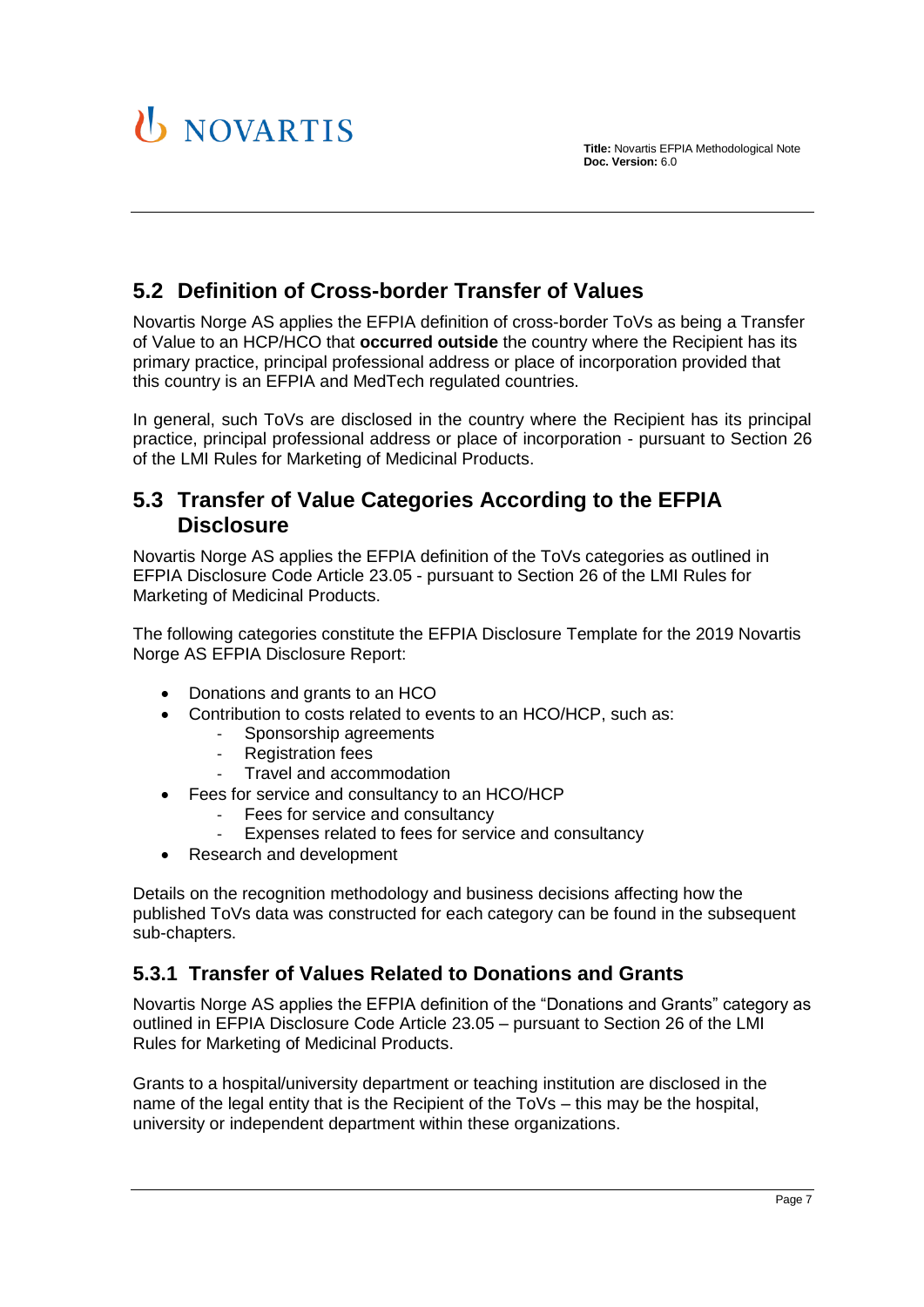## 5.2 Definition of Cross-border Transfer of Values

Novartis Norge AS applies the EFPIA definition of cross-border ToVs as being a Transfer of Value to an HCP/HCO that **occurred outside** the country where the Recipient has its primary practice, principal professional address or place of incorporation provided that this country is an EFPIA and MedTech regulated countries.

In general, such ToVs are disclosed in the country where the Recipient has its principal practice, principal professional address or place of incorporation - pursuant to Section 26 of the LMI Rules for Marketing of Medicinal Products.

## 5.3 Transfer of Value Categories According to the EFPIA Disclosure

Novartis Norge AS applies the EFPIA definition of the ToVs categories as outlined in EFPIA Disclosure Code Article 23.05 - pursuant to Section 26 of the LMI Rules for Marketing of Medicinal Products.

The following categories constitute the EFPIA Disclosure Template for the 2019 Novartis Norge AS EFPIA Disclosure Report:

- Donations and grants to an HCO
- Contribution to costs related to events to an HCO/HCP, such as:
  - Sponsorship agreements
  - Registration fees
  - Travel and accommodation
- Fees for service and consultancy to an HCO/HCP
  - Fees for service and consultancy
  - Expenses related to fees for service and consultancy
- Research and development

Details on the recognition methodology and business decisions affecting how the published ToVs data was constructed for each category can be found in the subsequent sub-chapters.

### 5.3.1 Transfer of Values Related to Donations and Grants

Novartis Norge AS applies the EFPIA definition of the "Donations and Grants" category as outlined in EFPIA Disclosure Code Article 23.05 – pursuant to Section 26 of the LMI Rules for Marketing of Medicinal Products.

Grants to a hospital/university department or teaching institution are disclosed in the name of the legal entity that is the Recipient of the ToVs – this may be the hospital, university or independent department within these organizations.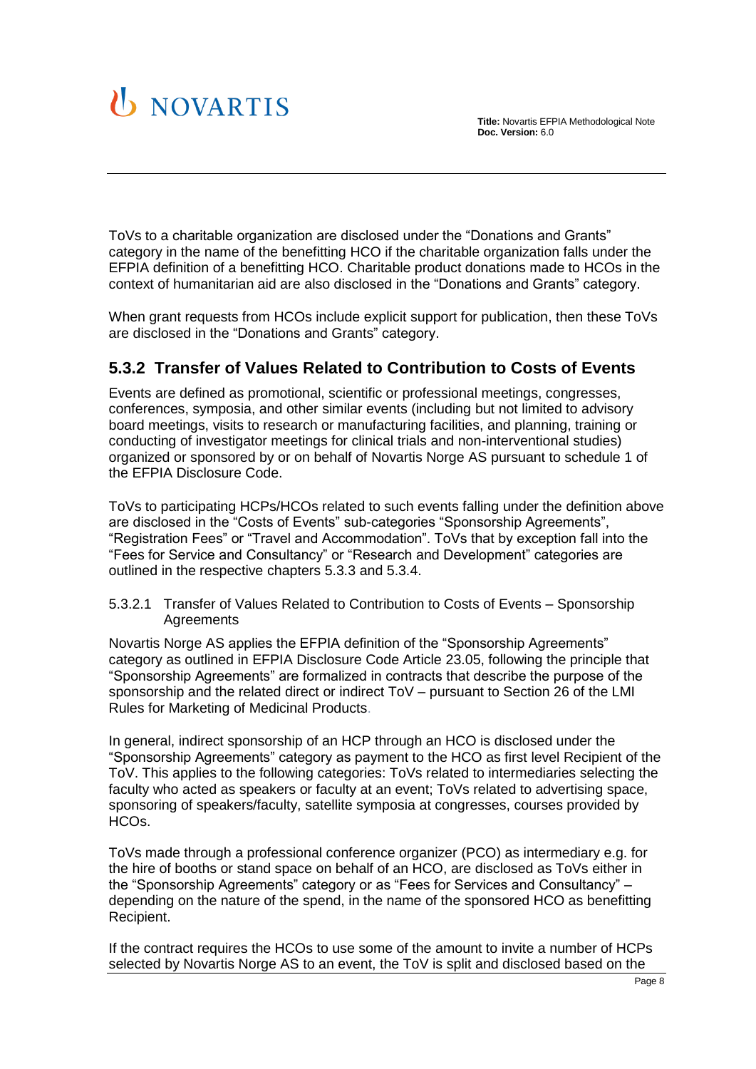ToVs to a charitable organization are disclosed under the “Donations and Grants” category in the name of the benefitting HCO if the charitable organization falls under the EFPIA definition of a benefitting HCO. Charitable product donations made to HCOs in the context of humanitarian aid are also disclosed in the “Donations and Grants” category.

When grant requests from HCOs include explicit support for publication, then these ToVs are disclosed in the “Donations and Grants” category.

### 5.3.2 Transfer of Values Related to Contribution to Costs of Events

Events are defined as promotional, scientific or professional meetings, congresses, conferences, symposia, and other similar events (including but not limited to advisory board meetings, visits to research or manufacturing facilities, and planning, training or conducting of investigator meetings for clinical trials and non-interventional studies) organized or sponsored by or on behalf of Novartis Norge AS pursuant to schedule 1 of the EFPIA Disclosure Code.

ToVs to participating HCPs/HCOs related to such events falling under the definition above are disclosed in the “Costs of Events” sub-categories “Sponsorship Agreements”, “Registration Fees” or “Travel and Accommodation”. ToVs that by exception fall into the “Fees for Service and Consultancy” or “Research and Development” categories are outlined in the respective chapters 5.3.3 and 5.3.4.

#### 5.3.2.1 Transfer of Values Related to Contribution to Costs of Events – Sponsorship Agreements

Novartis Norge AS applies the EFPIA definition of the “Sponsorship Agreements” category as outlined in EFPIA Disclosure Code Article 23.05, following the principle that “Sponsorship Agreements” are formalized in contracts that describe the purpose of the sponsorship and the related direct or indirect ToV – pursuant to Section 26 of the LMI Rules for Marketing of Medicinal Products.

In general, indirect sponsorship of an HCP through an HCO is disclosed under the “Sponsorship Agreements” category as payment to the HCO as first level Recipient of the ToV. This applies to the following categories: ToVs related to intermediaries selecting the faculty who acted as speakers or faculty at an event; ToVs related to advertising space, sponsoring of speakers/faculty, satellite symposia at congresses, courses provided by HCOs.

ToVs made through a professional conference organizer (PCO) as intermediary e.g. for the hire of booths or stand space on behalf of an HCO, are disclosed as ToVs either in the “Sponsorship Agreements” category or as “Fees for Services and Consultancy” – depending on the nature of the spend, in the name of the sponsored HCO as benefitting Recipient.

If the contract requires the HCOs to use some of the amount to invite a number of HCPs selected by Novartis Norge AS to an event, the ToV is split and disclosed based on the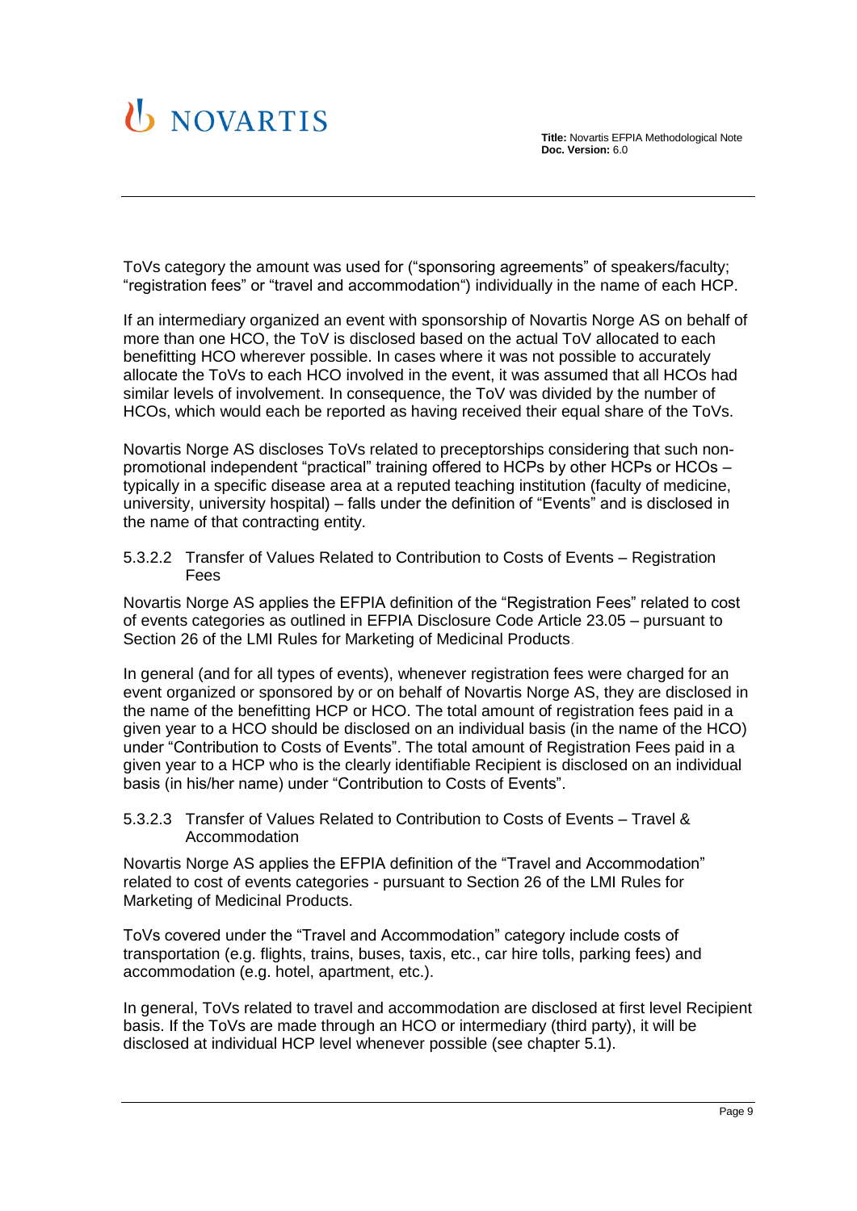ToVs category the amount was used for (“sponsoring agreements” of speakers/faculty; “registration fees” or “travel and accommodation“) individually in the name of each HCP.

If an intermediary organized an event with sponsorship of Novartis Norge AS on behalf of more than one HCO, the ToV is disclosed based on the actual ToV allocated to each benefitting HCO wherever possible. In cases where it was not possible to accurately allocate the ToVs to each HCO involved in the event, it was assumed that all HCOs had similar levels of involvement. In consequence, the ToV was divided by the number of HCOs, which would each be reported as having received their equal share of the ToVs.

Novartis Norge AS discloses ToVs related to preceptorships considering that such non-promotional independent “practical” training offered to HCPs by other HCPs or HCOs – typically in a specific disease area at a reputed teaching institution (faculty of medicine, university, university hospital) – falls under the definition of “Events” and is disclosed in the name of that contracting entity.

#### 5.3.2.2 Transfer of Values Related to Contribution to Costs of Events – Registration Fees

Novartis Norge AS applies the EFPIA definition of the “Registration Fees” related to cost of events categories as outlined in EFPIA Disclosure Code Article 23.05 – pursuant to Section 26 of the LMI Rules for Marketing of Medicinal Products.

In general (and for all types of events), whenever registration fees were charged for an event organized or sponsored by or on behalf of Novartis Norge AS, they are disclosed in the name of the benefitting HCP or HCO. The total amount of registration fees paid in a given year to a HCO should be disclosed on an individual basis (in the name of the HCO) under “Contribution to Costs of Events”. The total amount of Registration Fees paid in a given year to a HCP who is the clearly identifiable Recipient is disclosed on an individual basis (in his/her name) under “Contribution to Costs of Events”.

#### 5.3.2.3 Transfer of Values Related to Contribution to Costs of Events – Travel & Accommodation

Novartis Norge AS applies the EFPIA definition of the “Travel and Accommodation” related to cost of events categories - pursuant to Section 26 of the LMI Rules for Marketing of Medicinal Products.

ToVs covered under the “Travel and Accommodation” category include costs of transportation (e.g. flights, trains, buses, taxis, etc., car hire tolls, parking fees) and accommodation (e.g. hotel, apartment, etc.).

In general, ToVs related to travel and accommodation are disclosed at first level Recipient basis. If the ToVs are made through an HCO or intermediary (third party), it will be disclosed at individual HCP level whenever possible (see chapter 5.1).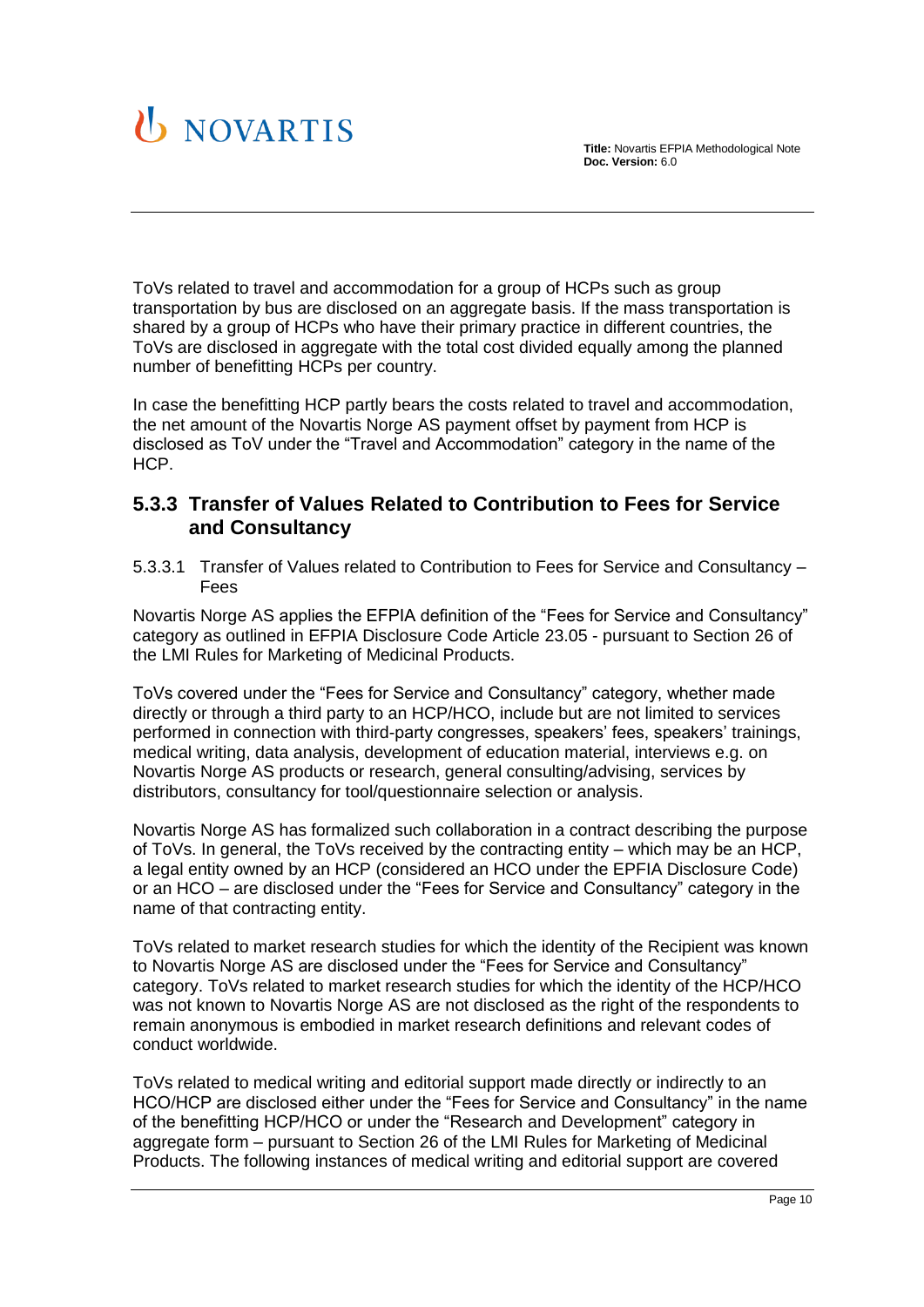ToVs related to travel and accommodation for a group of HCPs such as group transportation by bus are disclosed on an aggregate basis. If the mass transportation is shared by a group of HCPs who have their primary practice in different countries, the ToVs are disclosed in aggregate with the total cost divided equally among the planned number of benefitting HCPs per country.

In case the benefitting HCP partly bears the costs related to travel and accommodation, the net amount of the Novartis Norge AS payment offset by payment from HCP is disclosed as ToV under the "Travel and Accommodation" category in the name of the HCP.

### 5.3.3 Transfer of Values Related to Contribution to Fees for Service and Consultancy

#### 5.3.3.1 Transfer of Values related to Contribution to Fees for Service and Consultancy – Fees

Novartis Norge AS applies the EFPIA definition of the "Fees for Service and Consultancy" category as outlined in EFPIA Disclosure Code Article 23.05 - pursuant to Section 26 of the LMI Rules for Marketing of Medicinal Products.

ToVs covered under the "Fees for Service and Consultancy" category, whether made directly or through a third party to an HCP/HCO, include but are not limited to services performed in connection with third-party congresses, speakers' fees, speakers' trainings, medical writing, data analysis, development of education material, interviews e.g. on Novartis Norge AS products or research, general consulting/advising, services by distributors, consultancy for tool/questionnaire selection or analysis.

Novartis Norge AS has formalized such collaboration in a contract describing the purpose of ToVs. In general, the ToVs received by the contracting entity – which may be an HCP, a legal entity owned by an HCP (considered an HCO under the EPFIA Disclosure Code) or an HCO – are disclosed under the "Fees for Service and Consultancy" category in the name of that contracting entity.

ToVs related to market research studies for which the identity of the Recipient was known to Novartis Norge AS are disclosed under the "Fees for Service and Consultancy" category. ToVs related to market research studies for which the identity of the HCP/HCO was not known to Novartis Norge AS are not disclosed as the right of the respondents to remain anonymous is embodied in market research definitions and relevant codes of conduct worldwide.

ToVs related to medical writing and editorial support made directly or indirectly to an HCO/HCP are disclosed either under the "Fees for Service and Consultancy" in the name of the benefitting HCP/HCO or under the "Research and Development" category in aggregate form – pursuant to Section 26 of the LMI Rules for Marketing of Medicinal Products. The following instances of medical writing and editorial support are covered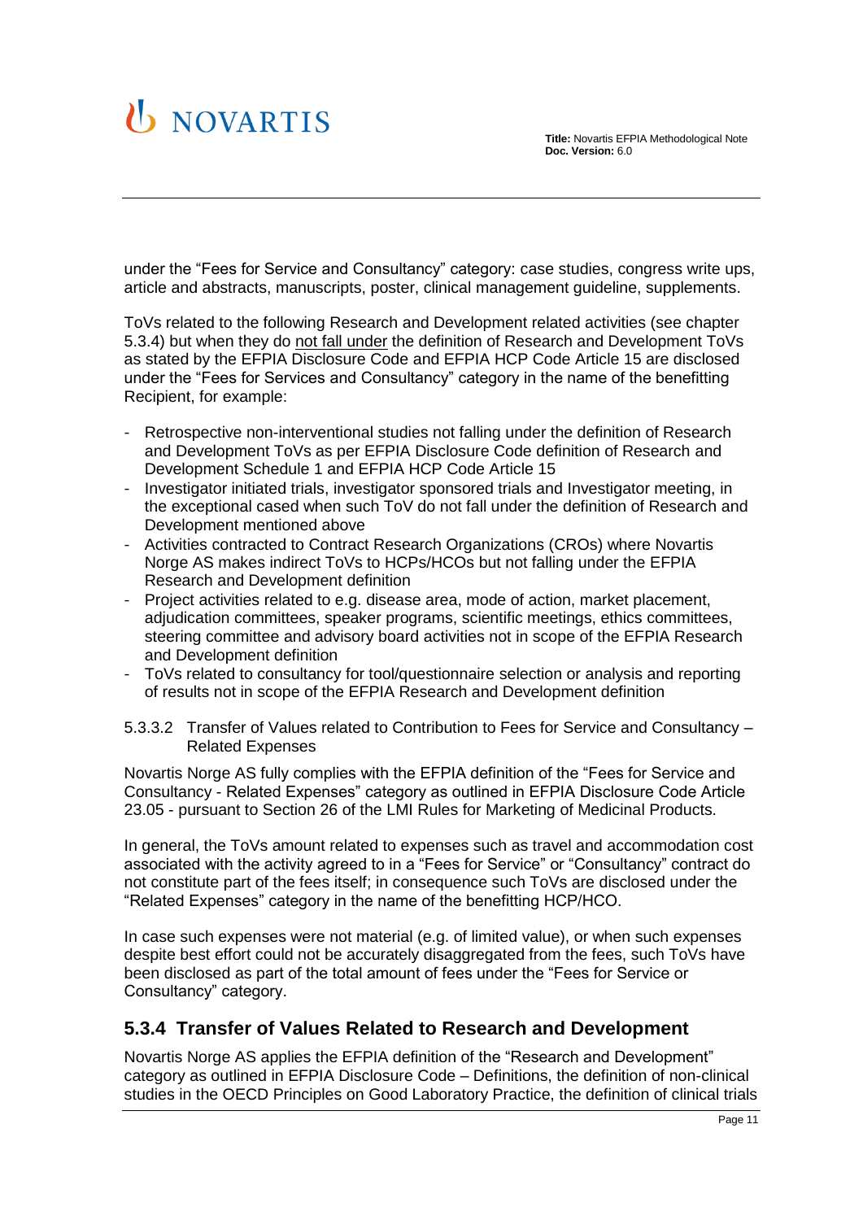under the “Fees for Service and Consultancy” category: case studies, congress write ups, article and abstracts, manuscripts, poster, clinical management guideline, supplements.

ToVs related to the following Research and Development related activities (see chapter 5.3.4) but when they do not fall under the definition of Research and Development ToVs as stated by the EFPIA Disclosure Code and EFPIA HCP Code Article 15 are disclosed under the “Fees for Services and Consultancy” category in the name of the benefitting Recipient, for example:

- Retrospective non-interventional studies not falling under the definition of Research and Development ToVs as per EFPIA Disclosure Code definition of Research and Development Schedule 1 and EFPIA HCP Code Article 15
- Investigator initiated trials, investigator sponsored trials and Investigator meeting, in the exceptional cased when such ToV do not fall under the definition of Research and Development mentioned above
- Activities contracted to Contract Research Organizations (CROs) where Novartis Norge AS makes indirect ToVs to HCPs/HCOs but not falling under the EFPIA Research and Development definition
- Project activities related to e.g. disease area, mode of action, market placement, adjudication committees, speaker programs, scientific meetings, ethics committees, steering committee and advisory board activities not in scope of the EFPIA Research and Development definition
- ToVs related to consultancy for tool/questionnaire selection or analysis and reporting of results not in scope of the EFPIA Research and Development definition

#### 5.3.3.2 Transfer of Values related to Contribution to Fees for Service and Consultancy – Related Expenses

Novartis Norge AS fully complies with the EFPIA definition of the “Fees for Service and Consultancy - Related Expenses” category as outlined in EFPIA Disclosure Code Article 23.05 - pursuant to Section 26 of the LMI Rules for Marketing of Medicinal Products.

In general, the ToVs amount related to expenses such as travel and accommodation cost associated with the activity agreed to in a “Fees for Service” or “Consultancy” contract do not constitute part of the fees itself; in consequence such ToVs are disclosed under the “Related Expenses” category in the name of the benefitting HCP/HCO.

In case such expenses were not material (e.g. of limited value), or when such expenses despite best effort could not be accurately disaggregated from the fees, such ToVs have been disclosed as part of the total amount of fees under the “Fees for Service or Consultancy” category.

### 5.3.4 Transfer of Values Related to Research and Development

Novartis Norge AS applies the EFPIA definition of the “Research and Development” category as outlined in EFPIA Disclosure Code – Definitions, the definition of non-clinical studies in the OECD Principles on Good Laboratory Practice, the definition of clinical trials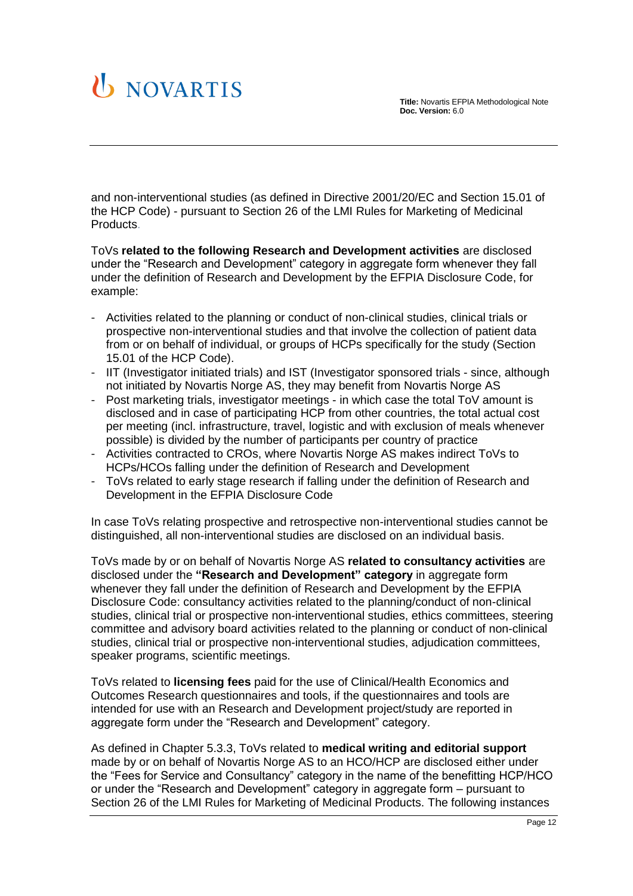and non-interventional studies (as defined in Directive 2001/20/EC and Section 15.01 of the HCP Code) - pursuant to Section 26 of the LMI Rules for Marketing of Medicinal Products.

ToVs **related to the following Research and Development activities** are disclosed under the "Research and Development" category in aggregate form whenever they fall under the definition of Research and Development by the EFPIA Disclosure Code, for example:

- Activities related to the planning or conduct of non-clinical studies, clinical trials or prospective non-interventional studies and that involve the collection of patient data from or on behalf of individual, or groups of HCPs specifically for the study (Section 15.01 of the HCP Code).
- IIT (Investigator initiated trials) and IST (Investigator sponsored trials - since, although not initiated by Novartis Norge AS, they may benefit from Novartis Norge AS
- Post marketing trials, investigator meetings - in which case the total ToV amount is disclosed and in case of participating HCP from other countries, the total actual cost per meeting (incl. infrastructure, travel, logistic and with exclusion of meals whenever possible) is divided by the number of participants per country of practice
- Activities contracted to CROs, where Novartis Norge AS makes indirect ToVs to HCPs/HCOs falling under the definition of Research and Development
- ToVs related to early stage research if falling under the definition of Research and Development in the EFPIA Disclosure Code

In case ToVs relating prospective and retrospective non-interventional studies cannot be distinguished, all non-interventional studies are disclosed on an individual basis.

ToVs made by or on behalf of Novartis Norge AS **related to consultancy activities** are disclosed under the **"Research and Development" category** in aggregate form whenever they fall under the definition of Research and Development by the EFPIA Disclosure Code: consultancy activities related to the planning/conduct of non-clinical studies, clinical trial or prospective non-interventional studies, ethics committees, steering committee and advisory board activities related to the planning or conduct of non-clinical studies, clinical trial or prospective non-interventional studies, adjudication committees, speaker programs, scientific meetings.

ToVs related to **licensing fees** paid for the use of Clinical/Health Economics and Outcomes Research questionnaires and tools, if the questionnaires and tools are intended for use with an Research and Development project/study are reported in aggregate form under the "Research and Development" category.

As defined in Chapter 5.3.3, ToVs related to **medical writing and editorial support** made by or on behalf of Novartis Norge AS to an HCO/HCP are disclosed either under the "Fees for Service and Consultancy" category in the name of the benefitting HCP/HCO or under the "Research and Development" category in aggregate form – pursuant to Section 26 of the LMI Rules for Marketing of Medicinal Products. The following instances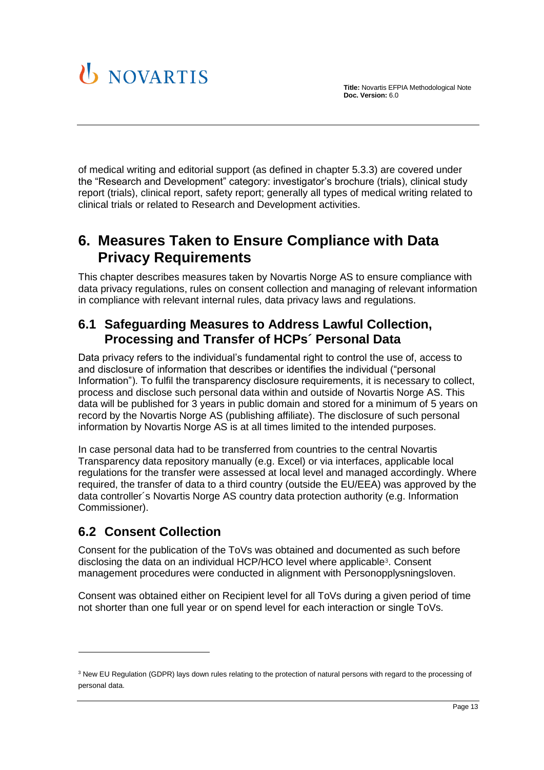of medical writing and editorial support (as defined in chapter 5.3.3) are covered under the "Research and Development" category: investigator's brochure (trials), clinical study report (trials), clinical report, safety report; generally all types of medical writing related to clinical trials or related to Research and Development activities.

# 6. Measures Taken to Ensure Compliance with Data Privacy Requirements

This chapter describes measures taken by Novartis Norge AS to ensure compliance with data privacy regulations, rules on consent collection and managing of relevant information in compliance with relevant internal rules, data privacy laws and regulations.

## 6.1 Safeguarding Measures to Address Lawful Collection, Processing and Transfer of HCPs´ Personal Data

Data privacy refers to the individual's fundamental right to control the use of, access to and disclosure of information that describes or identifies the individual ("personal Information"). To fulfil the transparency disclosure requirements, it is necessary to collect, process and disclose such personal data within and outside of Novartis Norge AS. This data will be published for 3 years in public domain and stored for a minimum of 5 years on record by the Novartis Norge AS (publishing affiliate). The disclosure of such personal information by Novartis Norge AS is at all times limited to the intended purposes.

In case personal data had to be transferred from countries to the central Novartis Transparency data repository manually (e.g. Excel) or via interfaces, applicable local regulations for the transfer were assessed at local level and managed accordingly. Where required, the transfer of data to a third country (outside the EU/EEA) was approved by the data controller´s Novartis Norge AS country data protection authority (e.g. Information Commissioner).

## 6.2 Consent Collection

Consent for the publication of the ToVs was obtained and documented as such before disclosing the data on an individual HCP/HCO level where applicable[3]. Consent management procedures were conducted in alignment with Personopplysningsloven.

Consent was obtained either on Recipient level for all ToVs during a given period of time not shorter than one full year or on spend level for each interaction or single ToVs.

[3] New EU Regulation (GDPR) lays down rules relating to the protection of natural persons with regard to the processing of personal data.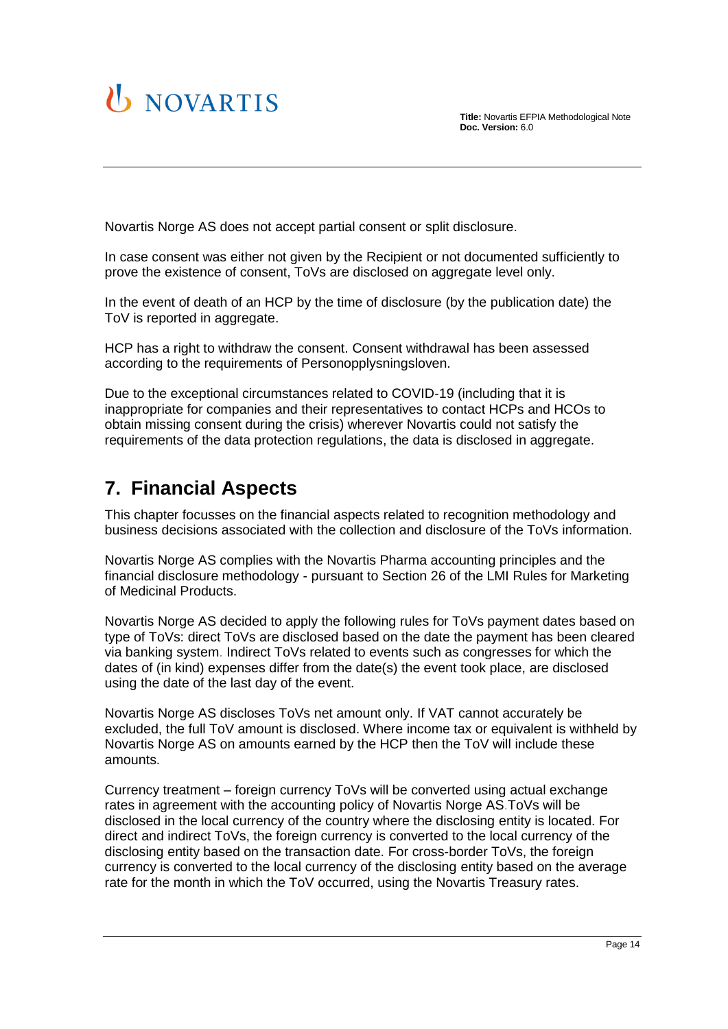Novartis Norge AS does not accept partial consent or split disclosure.

In case consent was either not given by the Recipient or not documented sufficiently to prove the existence of consent, ToVs are disclosed on aggregate level only.

In the event of death of an HCP by the time of disclosure (by the publication date) the ToV is reported in aggregate.

HCP has a right to withdraw the consent. Consent withdrawal has been assessed according to the requirements of Personopplysningsloven.

Due to the exceptional circumstances related to COVID-19 (including that it is inappropriate for companies and their representatives to contact HCPs and HCOs to obtain missing consent during the crisis) wherever Novartis could not satisfy the requirements of the data protection regulations, the data is disclosed in aggregate.

# 7. Financial Aspects

This chapter focusses on the financial aspects related to recognition methodology and business decisions associated with the collection and disclosure of the ToVs information.

Novartis Norge AS complies with the Novartis Pharma accounting principles and the financial disclosure methodology - pursuant to Section 26 of the LMI Rules for Marketing of Medicinal Products.

Novartis Norge AS decided to apply the following rules for ToVs payment dates based on type of ToVs: direct ToVs are disclosed based on the date the payment has been cleared via banking system. Indirect ToVs related to events such as congresses for which the dates of (in kind) expenses differ from the date(s) the event took place, are disclosed using the date of the last day of the event.

Novartis Norge AS discloses ToVs net amount only. If VAT cannot accurately be excluded, the full ToV amount is disclosed. Where income tax or equivalent is withheld by Novartis Norge AS on amounts earned by the HCP then the ToV will include these amounts.

Currency treatment – foreign currency ToVs will be converted using actual exchange rates in agreement with the accounting policy of Novartis Norge AS. ToVs will be disclosed in the local currency of the country where the disclosing entity is located. For direct and indirect ToVs, the foreign currency is converted to the local currency of the disclosing entity based on the transaction date. For cross-border ToVs, the foreign currency is converted to the local currency of the disclosing entity based on the average rate for the month in which the ToV occurred, using the Novartis Treasury rates.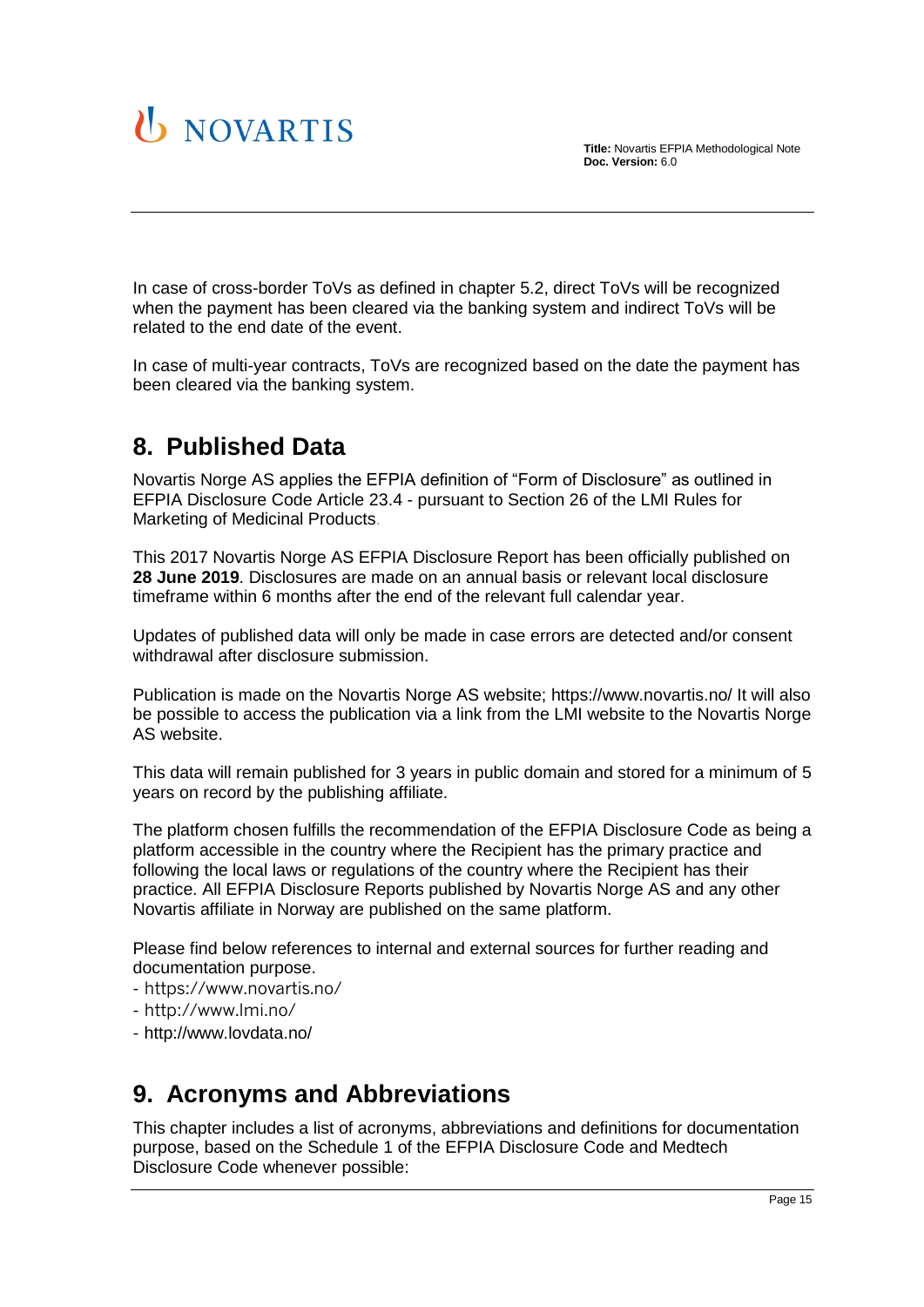In case of cross-border ToVs as defined in chapter 5.2, direct ToVs will be recognized when the payment has been cleared via the banking system and indirect ToVs will be related to the end date of the event.

In case of multi-year contracts, ToVs are recognized based on the date the payment has been cleared via the banking system.

## 8. Published Data

Novartis Norge AS applies the EFPIA definition of “Form of Disclosure” as outlined in EFPIA Disclosure Code Article 23.4 - pursuant to Section 26 of the LMI Rules for Marketing of Medicinal Products.

This 2017 Novartis Norge AS EFPIA Disclosure Report has been officially published on **28 June 2019**. Disclosures are made on an annual basis or relevant local disclosure timeframe within 6 months after the end of the relevant full calendar year.

Updates of published data will only be made in case errors are detected and/or consent withdrawal after disclosure submission.

Publication is made on the Novartis Norge AS website; https://www.novartis.no/ It will also be possible to access the publication via a link from the LMI website to the Novartis Norge AS website.

This data will remain published for 3 years in public domain and stored for a minimum of 5 years on record by the publishing affiliate.

The platform chosen fulfills the recommendation of the EFPIA Disclosure Code as being a platform accessible in the country where the Recipient has the primary practice and following the local laws or regulations of the country where the Recipient has their practice. All EFPIA Disclosure Reports published by Novartis Norge AS and any other Novartis affiliate in Norway are published on the same platform.

Please find below references to internal and external sources for further reading and documentation purpose.

- https://www.novartis.no/
- http://www.lmi.no/
- http://www.lovdata.no/

## 9. Acronyms and Abbreviations

This chapter includes a list of acronyms, abbreviations and definitions for documentation purpose, based on the Schedule 1 of the EFPIA Disclosure Code and Medtech Disclosure Code whenever possible: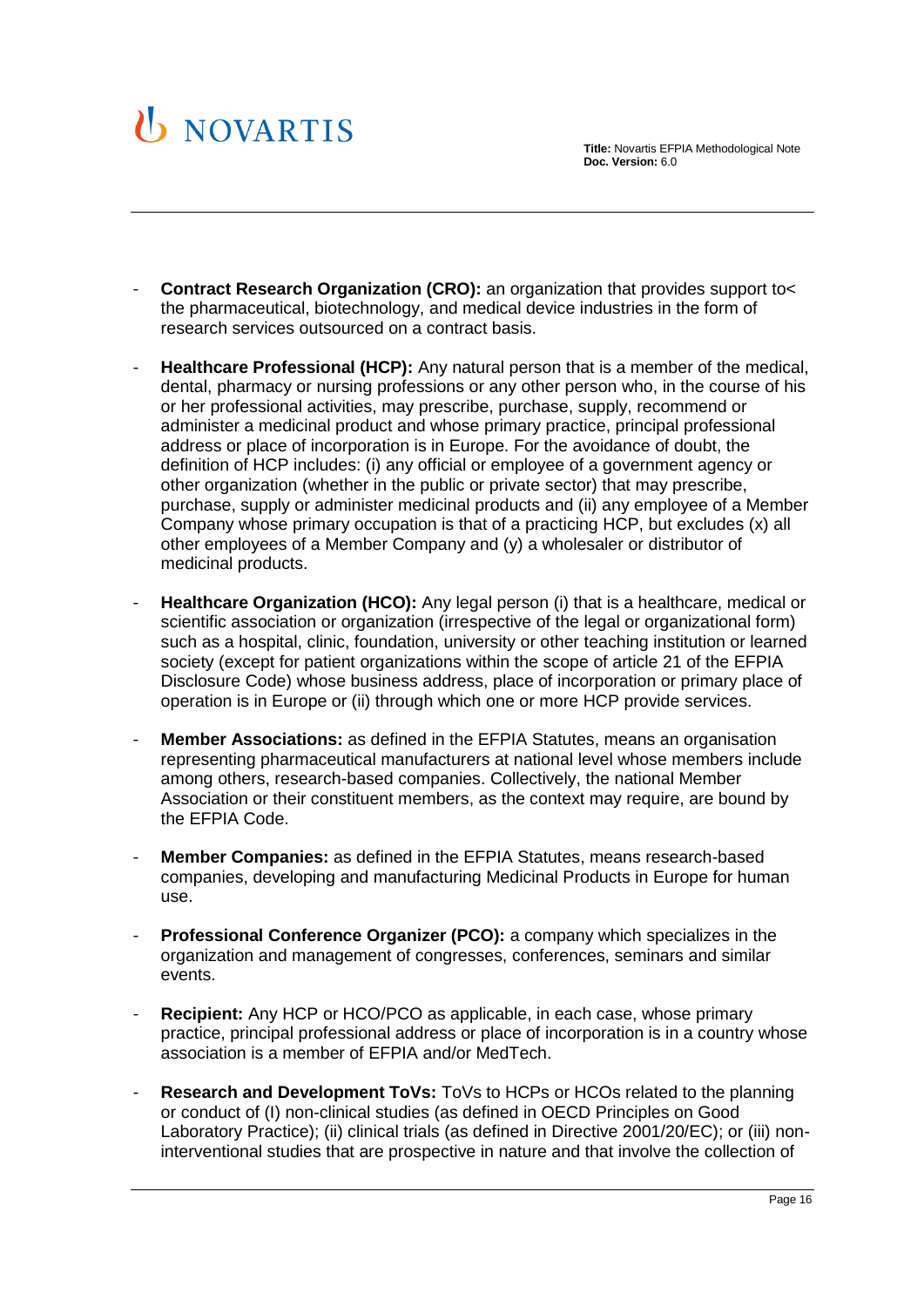- **Contract Research Organization (CRO):** an organization that provides support to< the pharmaceutical, biotechnology, and medical device industries in the form of research services outsourced on a contract basis.

- **Healthcare Professional (HCP):** Any natural person that is a member of the medical, dental, pharmacy or nursing professions or any other person who, in the course of his or her professional activities, may prescribe, purchase, supply, recommend or administer a medicinal product and whose primary practice, principal professional address or place of incorporation is in Europe. For the avoidance of doubt, the definition of HCP includes: (i) any official or employee of a government agency or other organization (whether in the public or private sector) that may prescribe, purchase, supply or administer medicinal products and (ii) any employee of a Member Company whose primary occupation is that of a practicing HCP, but excludes (x) all other employees of a Member Company and (y) a wholesaler or distributor of medicinal products.

- **Healthcare Organization (HCO):** Any legal person (i) that is a healthcare, medical or scientific association or organization (irrespective of the legal or organizational form) such as a hospital, clinic, foundation, university or other teaching institution or learned society (except for patient organizations within the scope of article 21 of the EFPIA Disclosure Code) whose business address, place of incorporation or primary place of operation is in Europe or (ii) through which one or more HCP provide services.

- **Member Associations:** as defined in the EFPIA Statutes, means an organisation representing pharmaceutical manufacturers at national level whose members include among others, research-based companies. Collectively, the national Member Association or their constituent members, as the context may require, are bound by the EFPIA Code.

- **Member Companies:** as defined in the EFPIA Statutes, means research-based companies, developing and manufacturing Medicinal Products in Europe for human use.

- **Professional Conference Organizer (PCO):** a company which specializes in the organization and management of congresses, conferences, seminars and similar events.

- **Recipient:** Any HCP or HCO/PCO as applicable, in each case, whose primary practice, principal professional address or place of incorporation is in a country whose association is a member of EFPIA and/or MedTech.

- **Research and Development ToVs:** ToVs to HCPs or HCOs related to the planning or conduct of (I) non-clinical studies (as defined in OECD Principles on Good Laboratory Practice); (ii) clinical trials (as defined in Directive 2001/20/EC); or (iii) non-interventional studies that are prospective in nature and that involve the collection of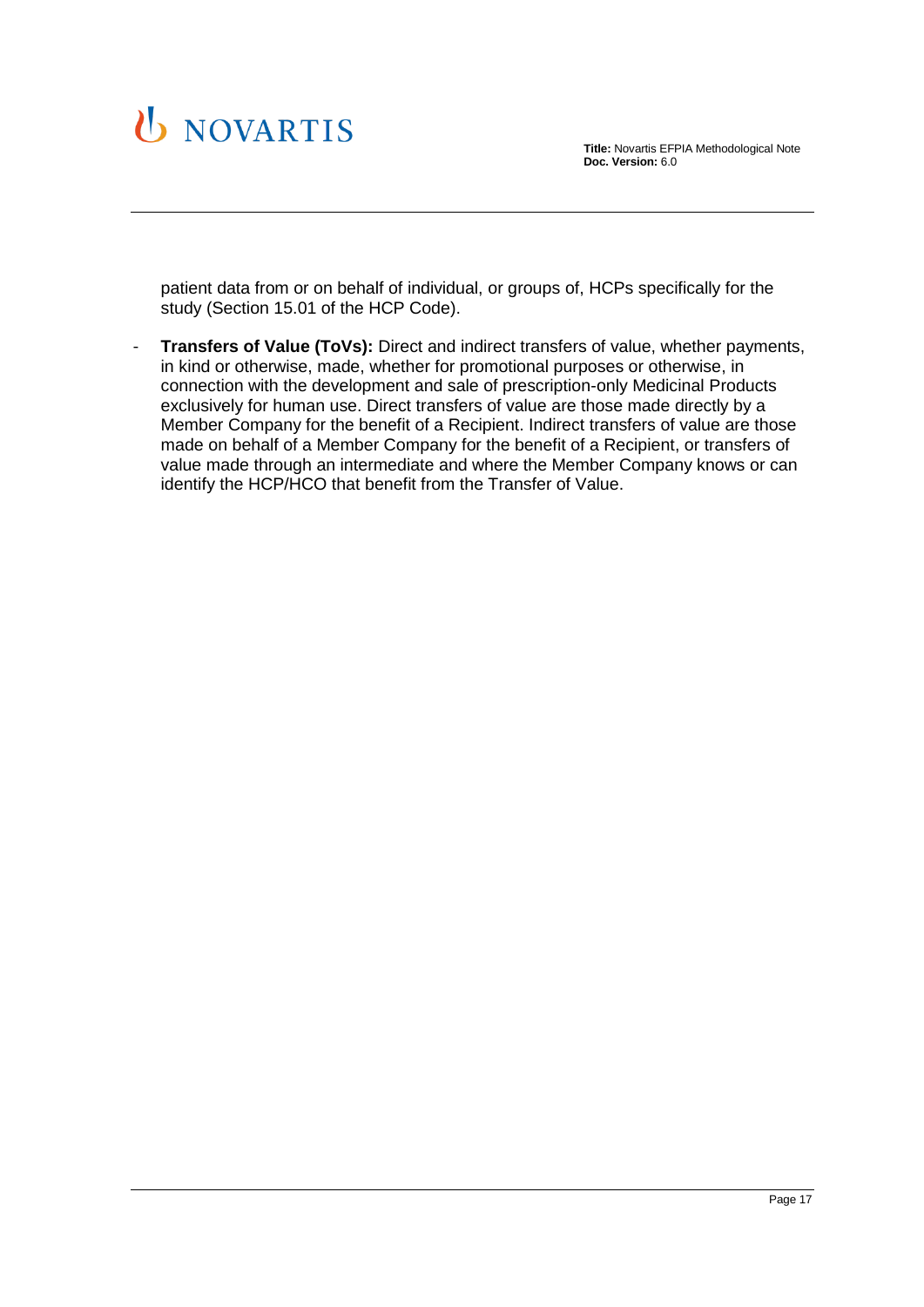patient data from or on behalf of individual, or groups of, HCPs specifically for the study (Section 15.01 of the HCP Code).

- **Transfers of Value (ToVs):** Direct and indirect transfers of value, whether payments, in kind or otherwise, made, whether for promotional purposes or otherwise, in connection with the development and sale of prescription-only Medicinal Products exclusively for human use. Direct transfers of value are those made directly by a Member Company for the benefit of a Recipient. Indirect transfers of value are those made on behalf of a Member Company for the benefit of a Recipient, or transfers of value made through an intermediate and where the Member Company knows or can identify the HCP/HCO that benefit from the Transfer of Value.